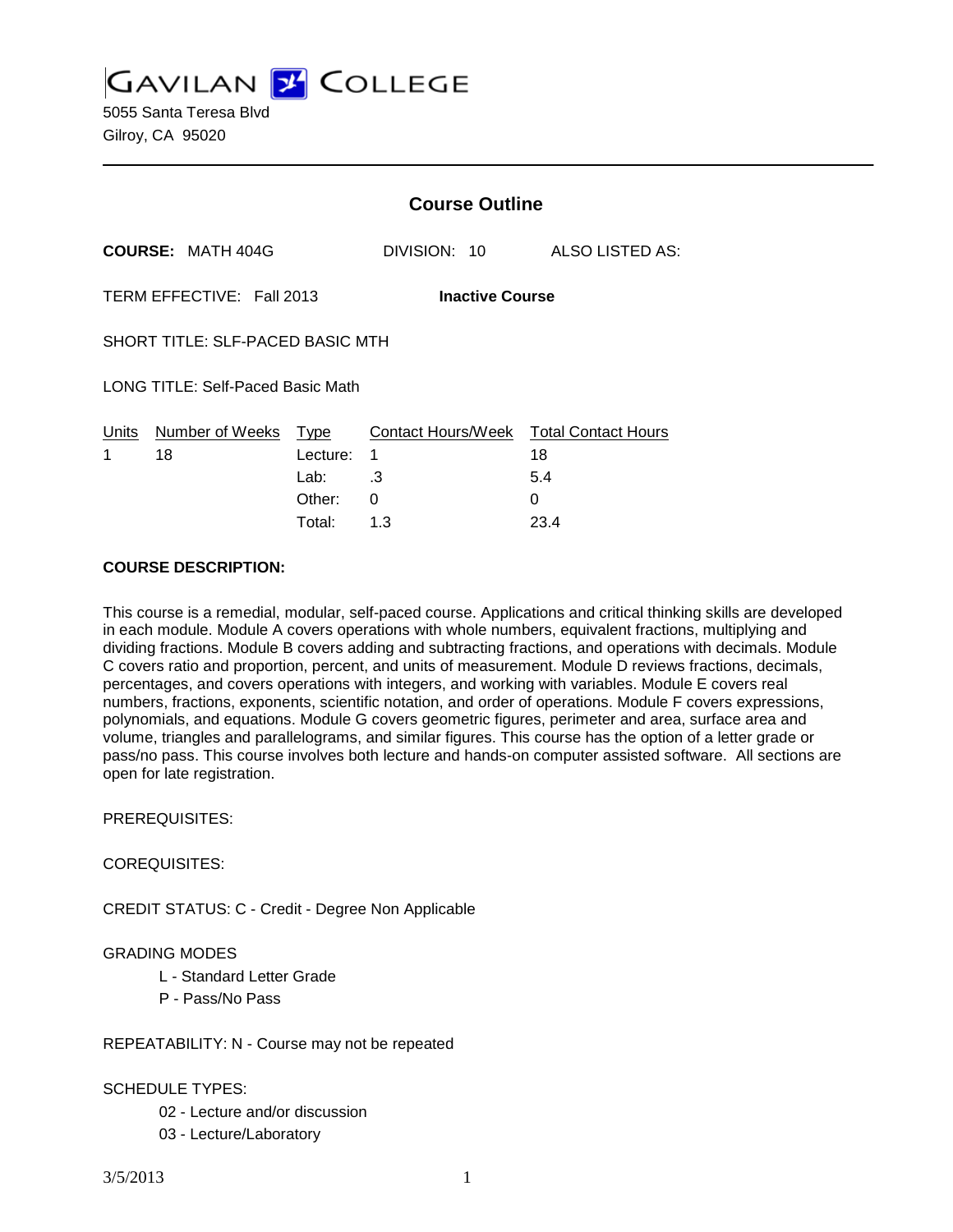# GAVILAN COLLEGE

5055 Santa Teresa Blvd
Gilroy, CA 95020

## Course Outline

**COURSE:** MATH 404G DIVISION: 10 ALSO LISTED AS:

TERM EFFECTIVE: Fall 2013 **Inactive Course**

SHORT TITLE: SLF-PACED BASIC MTH

LONG TITLE: Self-Paced Basic Math

| Units | Number of Weeks | Type | Contact Hours/Week | Total Contact Hours |
|---|---|---|---|---|
| 1 | 18 | Lecture: | 1 | 18 |
| | | Lab: | .3 | 5.4 |
| | | Other: | 0 | 0 |
| | | Total: | 1.3 | 23.4 |

**COURSE DESCRIPTION:**

This course is a remedial, modular, self-paced course. Applications and critical thinking skills are developed in each module. Module A covers operations with whole numbers, equivalent fractions, multiplying and dividing fractions. Module B covers adding and subtracting fractions, and operations with decimals. Module C covers ratio and proportion, percent, and units of measurement. Module D reviews fractions, decimals, percentages, and covers operations with integers, and working with variables. Module E covers real numbers, fractions, exponents, scientific notation, and order of operations. Module F covers expressions, polynomials, and equations. Module G covers geometric figures, perimeter and area, surface area and volume, triangles and parallelograms, and similar figures. This course has the option of a letter grade or pass/no pass. This course involves both lecture and hands-on computer assisted software. All sections are open for late registration.

PREREQUISITES:

COREQUISITES:

CREDIT STATUS: C - Credit - Degree Non Applicable

GRADING MODES

- L - Standard Letter Grade
- P - Pass/No Pass

REPEATABILITY: N - Course may not be repeated

SCHEDULE TYPES:

- 02 - Lecture and/or discussion
- 03 - Lecture/Laboratory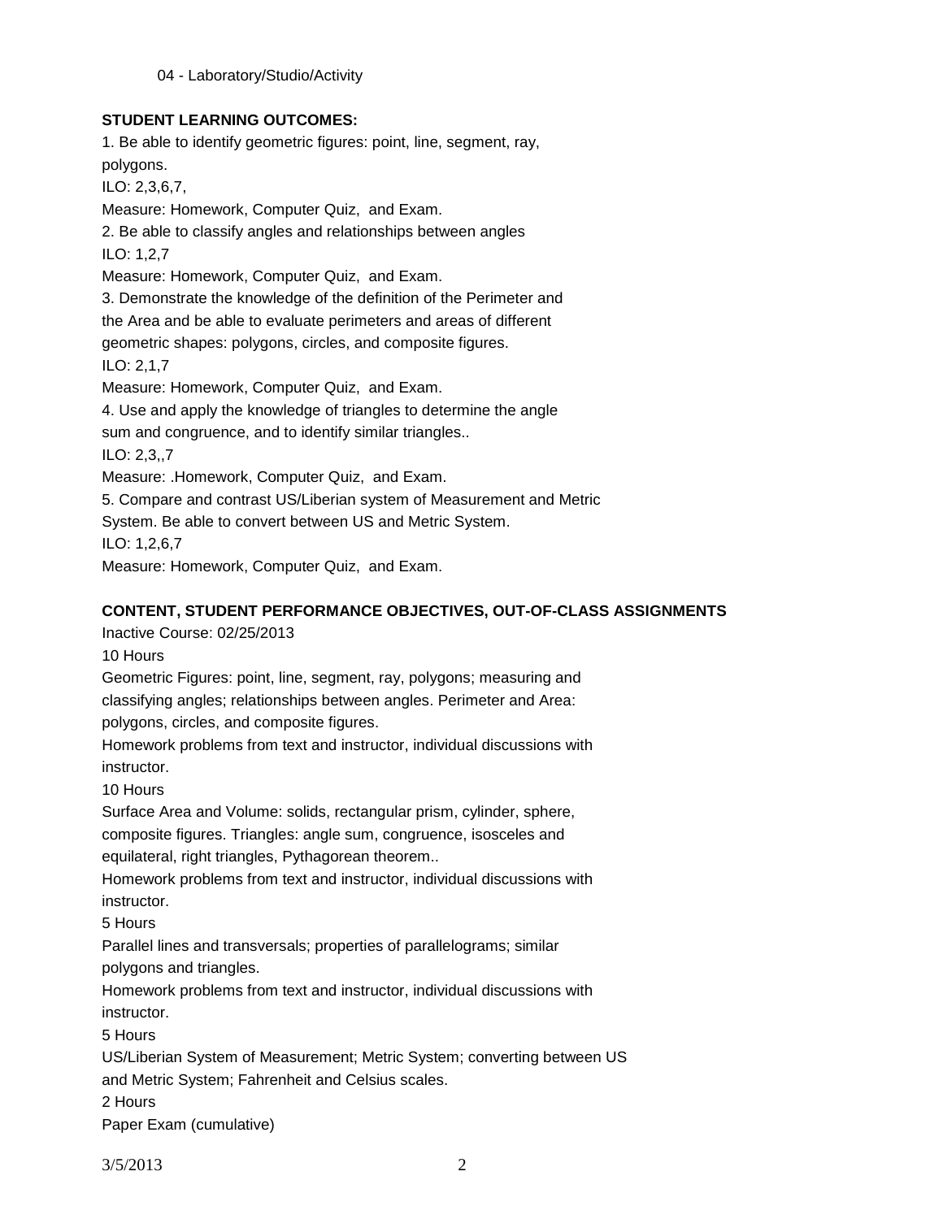04 - Laboratory/Studio/Activity

**STUDENT LEARNING OUTCOMES:**

1. Be able to identify geometric figures: point, line, segment, ray, polygons.
ILO: 2,3,6,7,
Measure: Homework, Computer Quiz, and Exam.
2. Be able to classify angles and relationships between angles
ILO: 1,2,7
Measure: Homework, Computer Quiz, and Exam.
3. Demonstrate the knowledge of the definition of the Perimeter and the Area and be able to evaluate perimeters and areas of different geometric shapes: polygons, circles, and composite figures.
ILO: 2,1,7
Measure: Homework, Computer Quiz, and Exam.
4. Use and apply the knowledge of triangles to determine the angle sum and congruence, and to identify similar triangles..
ILO: 2,3,,7
Measure: .Homework, Computer Quiz, and Exam.
5. Compare and contrast US/Liberian system of Measurement and Metric System. Be able to convert between US and Metric System.
ILO: 1,2,6,7
Measure: Homework, Computer Quiz, and Exam.

**CONTENT, STUDENT PERFORMANCE OBJECTIVES, OUT-OF-CLASS ASSIGNMENTS**

Inactive Course: 02/25/2013

10 Hours

Geometric Figures: point, line, segment, ray, polygons; measuring and classifying angles; relationships between angles. Perimeter and Area: polygons, circles, and composite figures.

Homework problems from text and instructor, individual discussions with instructor.

10 Hours

Surface Area and Volume: solids, rectangular prism, cylinder, sphere, composite figures. Triangles: angle sum, congruence, isosceles and equilateral, right triangles, Pythagorean theorem..

Homework problems from text and instructor, individual discussions with instructor.

5 Hours

Parallel lines and transversals; properties of parallelograms; similar polygons and triangles.

Homework problems from text and instructor, individual discussions with instructor.

5 Hours

US/Liberian System of Measurement; Metric System; converting between US and Metric System; Fahrenheit and Celsius scales.

2 Hours

Paper Exam (cumulative)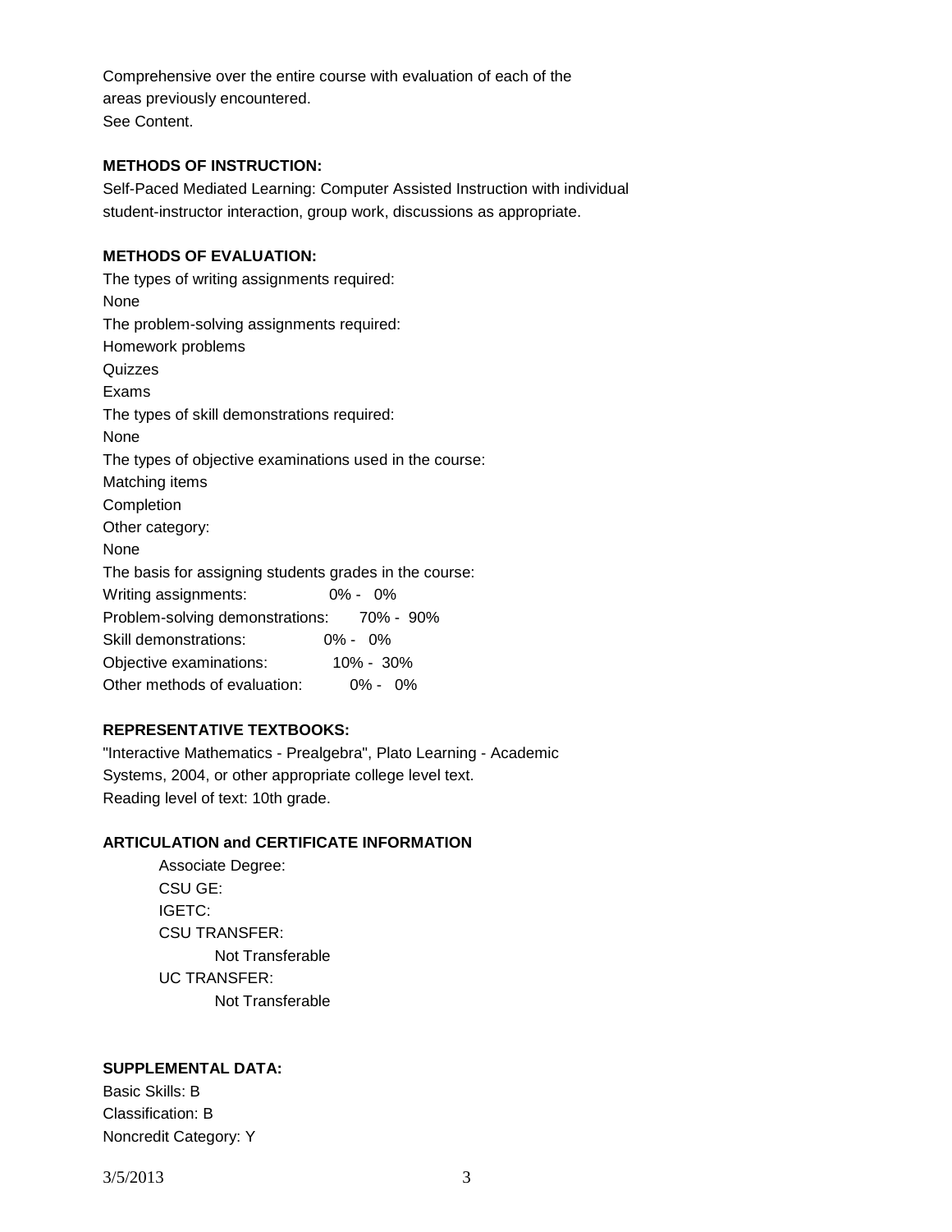Comprehensive over the entire course with evaluation of each of the areas previously encountered.
See Content.

**METHODS OF INSTRUCTION:**

Self-Paced Mediated Learning: Computer Assisted Instruction with individual student-instructor interaction, group work, discussions as appropriate.

**METHODS OF EVALUATION:**

The types of writing assignments required:
None
The problem-solving assignments required:
Homework problems
Quizzes
Exams
The types of skill demonstrations required:
None
The types of objective examinations used in the course:
Matching items
Completion
Other category:
None
The basis for assigning students grades in the course:
Writing assignments: 0% - 0%
Problem-solving demonstrations: 70% - 90%
Skill demonstrations: 0% - 0%
Objective examinations: 10% - 30%
Other methods of evaluation: 0% - 0%

**REPRESENTATIVE TEXTBOOKS:**

"Interactive Mathematics - Prealgebra", Plato Learning - Academic Systems, 2004, or other appropriate college level text.
Reading level of text: 10th grade.

**ARTICULATION and CERTIFICATE INFORMATION**

Associate Degree:
CSU GE:
IGETC:
CSU TRANSFER:
Not Transferable
UC TRANSFER:
Not Transferable

**SUPPLEMENTAL DATA:**

Basic Skills: B
Classification: B
Noncredit Category: Y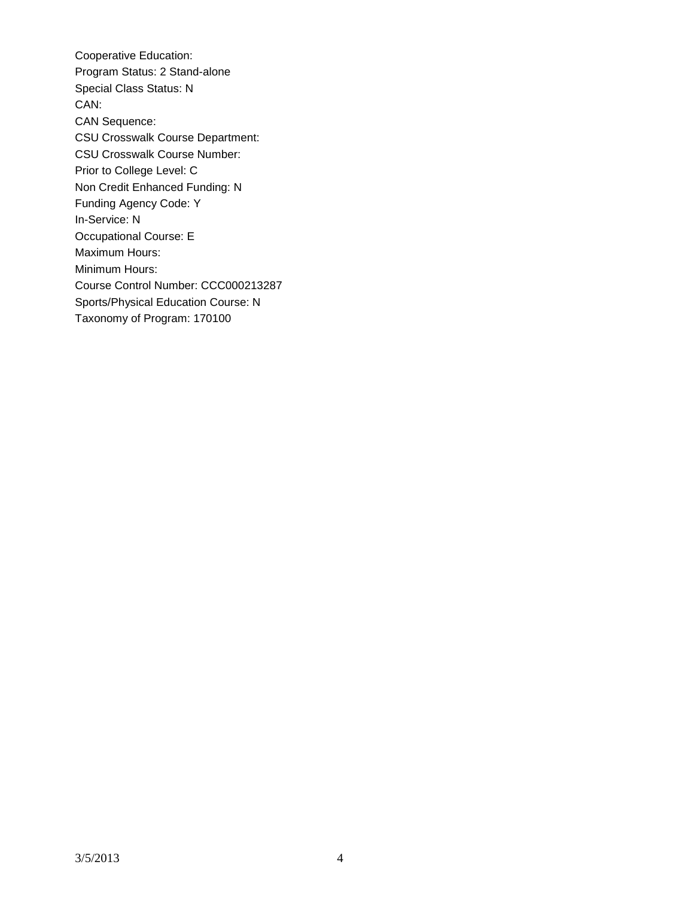Cooperative Education:
Program Status: 2 Stand-alone
Special Class Status: N
CAN:
CAN Sequence:
CSU Crosswalk Course Department:
CSU Crosswalk Course Number:
Prior to College Level: C
Non Credit Enhanced Funding: N
Funding Agency Code: Y
In-Service: N
Occupational Course: E
Maximum Hours:
Minimum Hours:
Course Control Number: CCC000213287
Sports/Physical Education Course: N
Taxonomy of Program: 170100